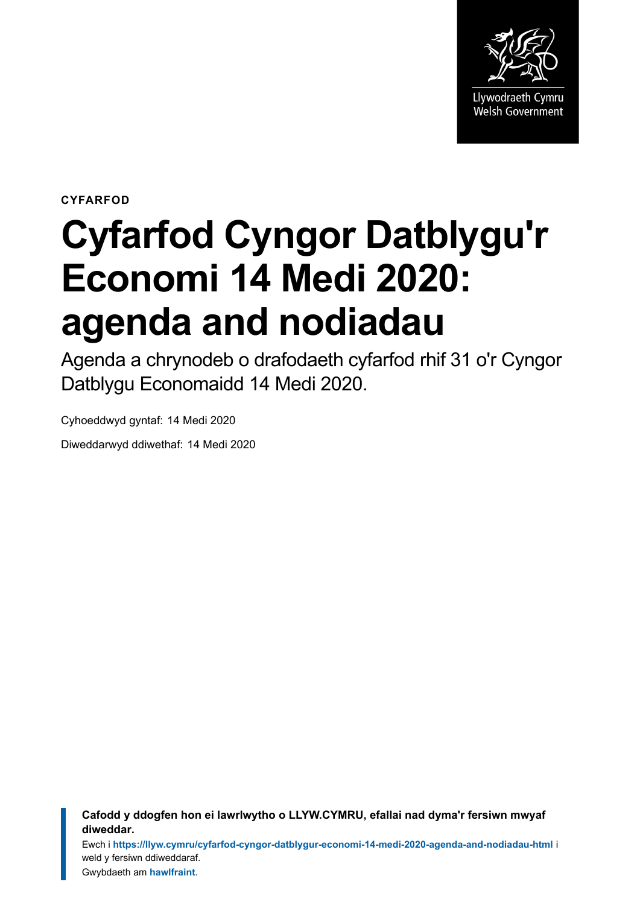Llywodraeth Cymru
Welsh Government

**CYFARFOD**

# Cyfarfod Cyngor Datblygu'r Economi 14 Medi 2020: agenda and nodiadau

Agenda a chrynodeb o drafodaeth cyfarfod rhif 31 o'r Cyngor Datblygu Economaidd 14 Medi 2020.

Cyhoeddwyd gyntaf: 14 Medi 2020

Diweddarwyd ddiwethaf: 14 Medi 2020

> **Cafodd y ddogfen hon ei lawrlwytho o LLYW.CYMRU, efallai nad dyma'r fersiwn mwyaf diweddar.**
>
> Ewch i **https://llyw.cymru/cyfarfod-cyngor-datblygur-economi-14-medi-2020-agenda-and-nodiadau-html** i weld y fersiwn ddiweddaraf.
>
> Gwybdaeth am **hawlfraint**.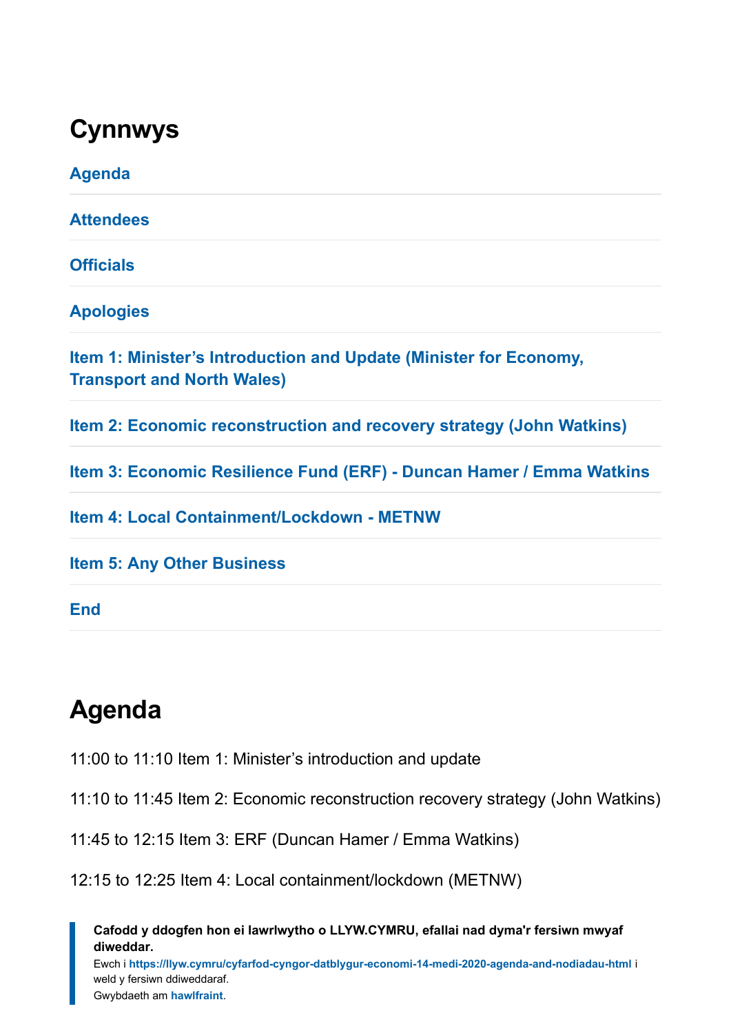## Cynnwys

Agenda

Attendees

Officials

Apologies

Item 1: Minister’s Introduction and Update (Minister for Economy, Transport and North Wales)

Item 2: Economic reconstruction and recovery strategy (John Watkins)

Item 3: Economic Resilience Fund (ERF) - Duncan Hamer / Emma Watkins

Item 4: Local Containment/Lockdown - METNW

Item 5: Any Other Business

End

## Agenda

11:00 to 11:10 Item 1: Minister’s introduction and update

11:10 to 11:45 Item 2: Economic reconstruction recovery strategy (John Watkins)

11:45 to 12:15 Item 3: ERF (Duncan Hamer / Emma Watkins)

12:15 to 12:25 Item 4: Local containment/lockdown (METNW)

> **Cafodd y ddogfen hon ei lawrlwytho o LLYW.CYMRU, efallai nad dyma'r fersiwn mwyaf diweddar.**
> Ewch i **https://llyw.cymru/cyfarfod-cyngor-datblygur-economi-14-medi-2020-agenda-and-nodiadau-html** i weld y fersiwn ddiweddaraf.
> Gwybdaeth am **hawlfraint**.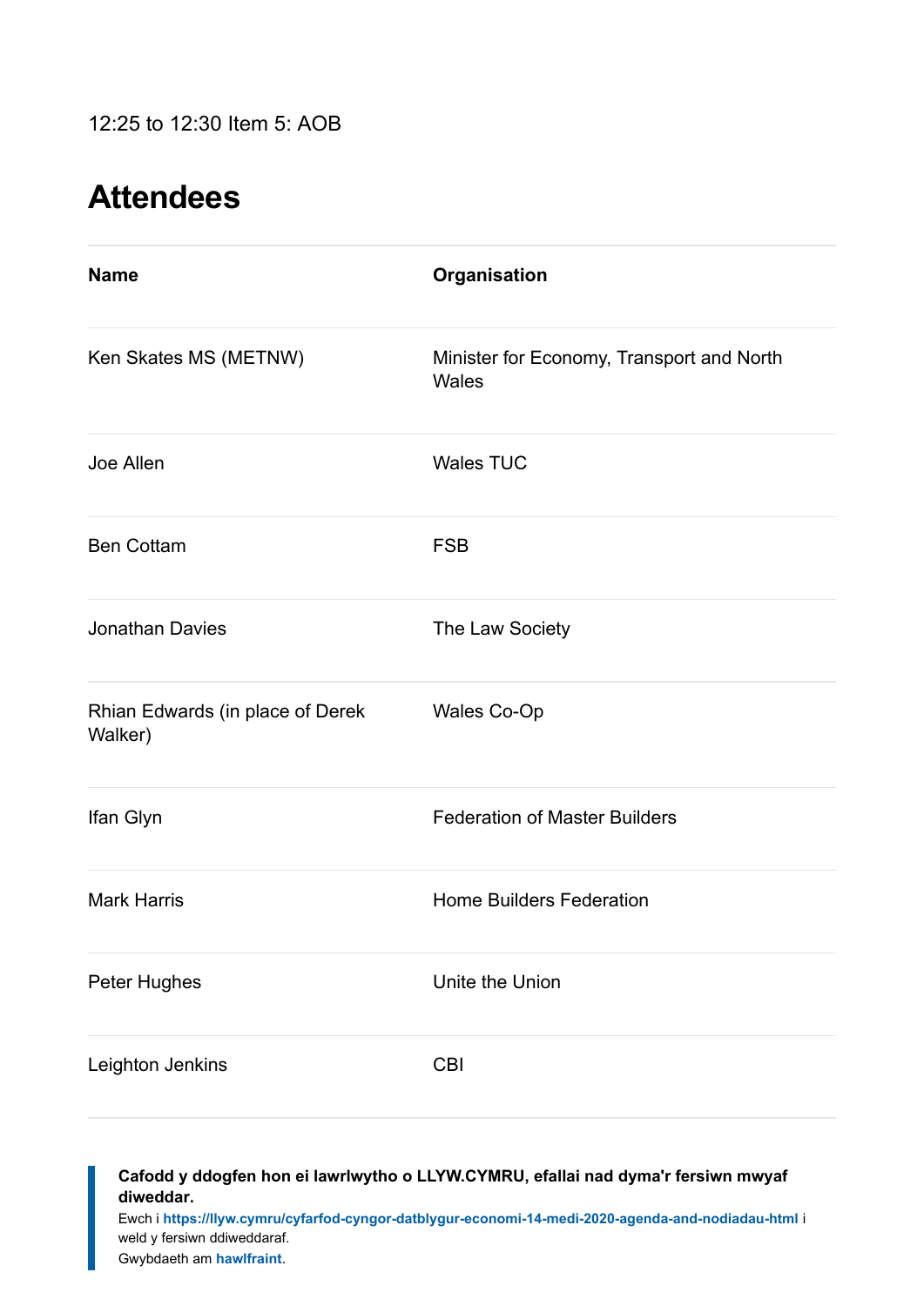12:25 to 12:30 Item 5: AOB

## Attendees

| Name | Organisation |
| --- | --- |
| Ken Skates MS (METNW) | Minister for Economy, Transport and North Wales |
| Joe Allen | Wales TUC |
| Ben Cottam | FSB |
| Jonathan Davies | The Law Society |
| Rhian Edwards (in place of Derek Walker) | Wales Co-Op |
| Ifan Glyn | Federation of Master Builders |
| Mark Harris | Home Builders Federation |
| Peter Hughes | Unite the Union |
| Leighton Jenkins | CBI |

**Cafodd y ddogfen hon ei lawrlwytho o LLYW.CYMRU, efallai nad dyma'r fersiwn mwyaf diweddar.**
Ewch i **https://llyw.cymru/cyfarfod-cyngor-datblygur-economi-14-medi-2020-agenda-and-nodiadau-html** i weld y fersiwn ddiweddaraf.
Gwybdaeth am **hawlfraint**.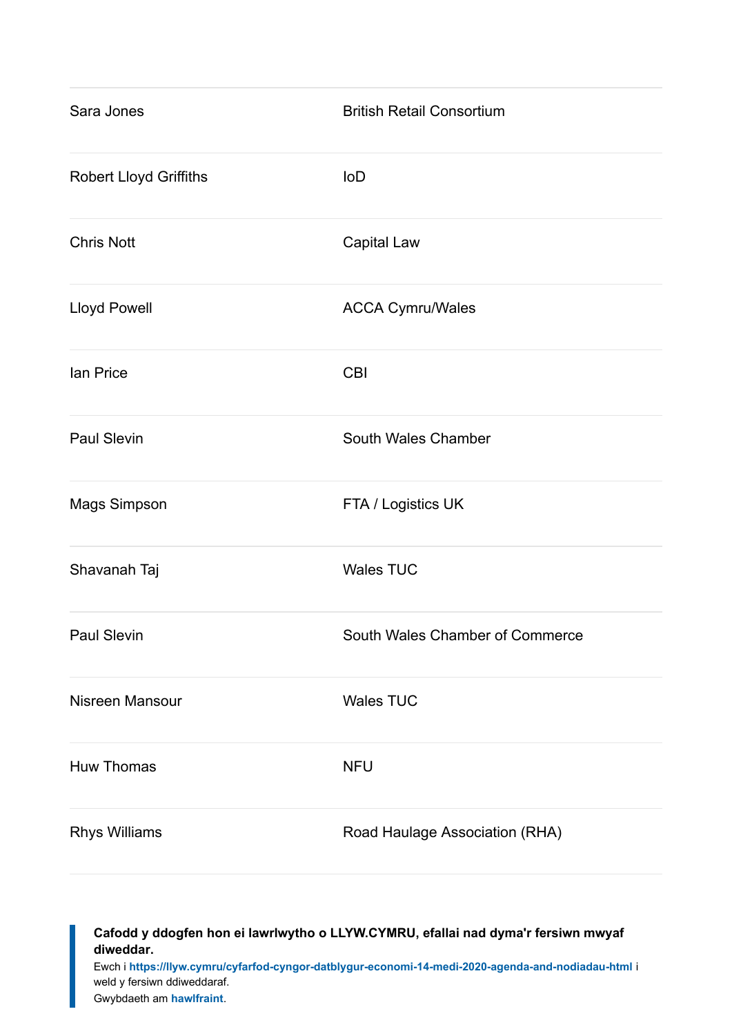| | |
|---|---|
| Sara Jones | British Retail Consortium |
| Robert Lloyd Griffiths | IoD |
| Chris Nott | Capital Law |
| Lloyd Powell | ACCA Cymru/Wales |
| Ian Price | CBI |
| Paul Slevin | South Wales Chamber |
| Mags Simpson | FTA / Logistics UK |
| Shavanah Taj | Wales TUC |
| Paul Slevin | South Wales Chamber of Commerce |
| Nisreen Mansour | Wales TUC |
| Huw Thomas | NFU |
| Rhys Williams | Road Haulage Association (RHA) |

**Cafodd y ddogfen hon ei lawrlwytho o LLYW.CYMRU, efallai nad dyma'r fersiwn mwyaf diweddar.**
Ewch i **https://llyw.cymru/cyfarfod-cyngor-datblygur-economi-14-medi-2020-agenda-and-nodiadau-html** i weld y fersiwn ddiweddaraf.
Gwybdaeth am **hawlfraint**.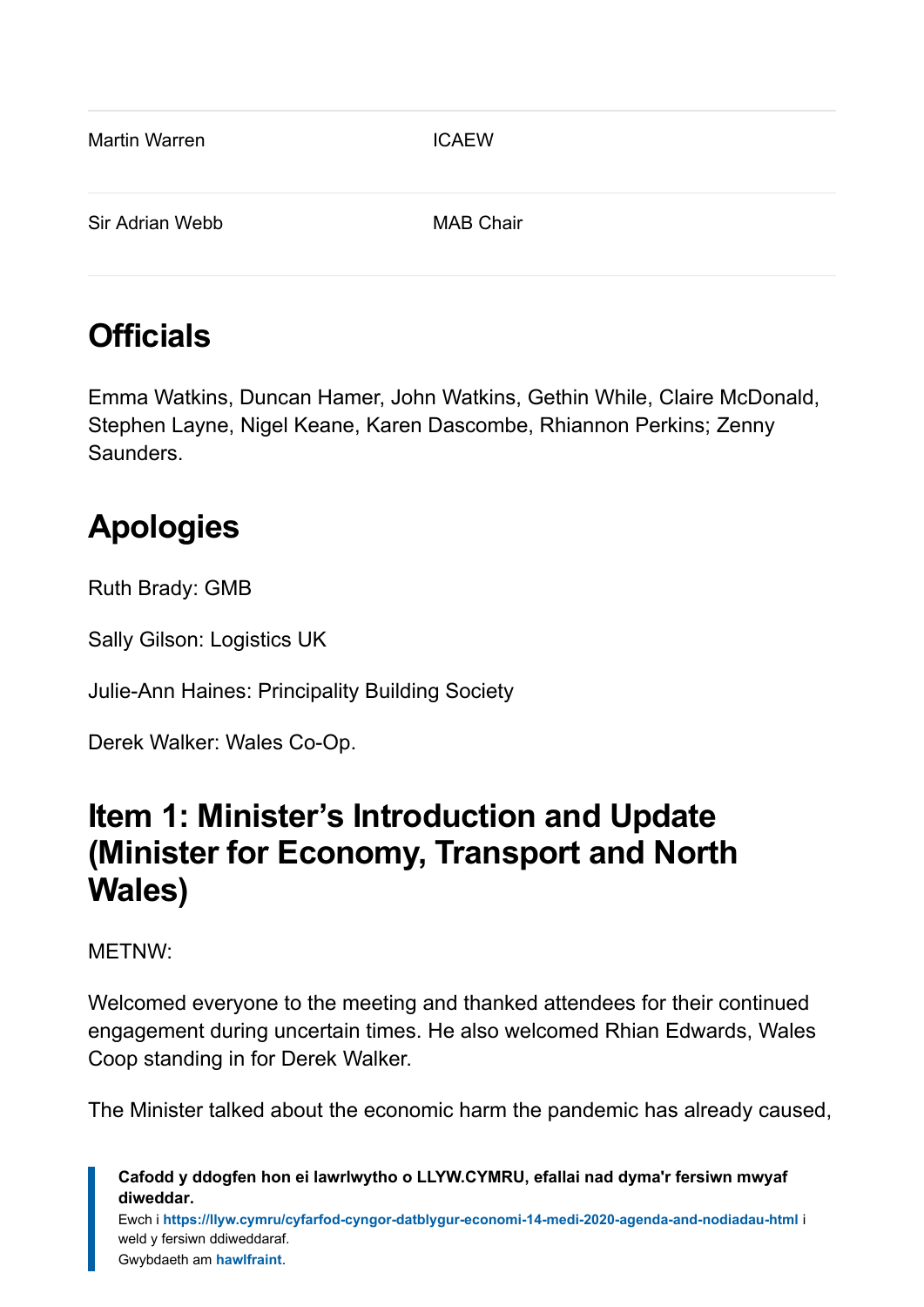| | |
|---|---|
| Martin Warren | ICAEW |
| Sir Adrian Webb | MAB Chair |

## Officials

Emma Watkins, Duncan Hamer, John Watkins, Gethin While, Claire McDonald, Stephen Layne, Nigel Keane, Karen Dascombe, Rhiannon Perkins; Zenny Saunders.

## Apologies

Ruth Brady: GMB

Sally Gilson: Logistics UK

Julie-Ann Haines: Principality Building Society

Derek Walker: Wales Co-Op.

## Item 1: Minister's Introduction and Update (Minister for Economy, Transport and North Wales)

METNW:

Welcomed everyone to the meeting and thanked attendees for their continued engagement during uncertain times. He also welcomed Rhian Edwards, Wales Coop standing in for Derek Walker.

The Minister talked about the economic harm the pandemic has already caused,

**Cafodd y ddogfen hon ei lawrlwytho o LLYW.CYMRU, efallai nad dyma'r fersiwn mwyaf diweddar.**
Ewch i **https://llyw.cymru/cyfarfod-cyngor-datblygur-economi-14-medi-2020-agenda-and-nodiadau-html** i weld y fersiwn ddiweddaraf.
Gwybdaeth am **hawlfraint**.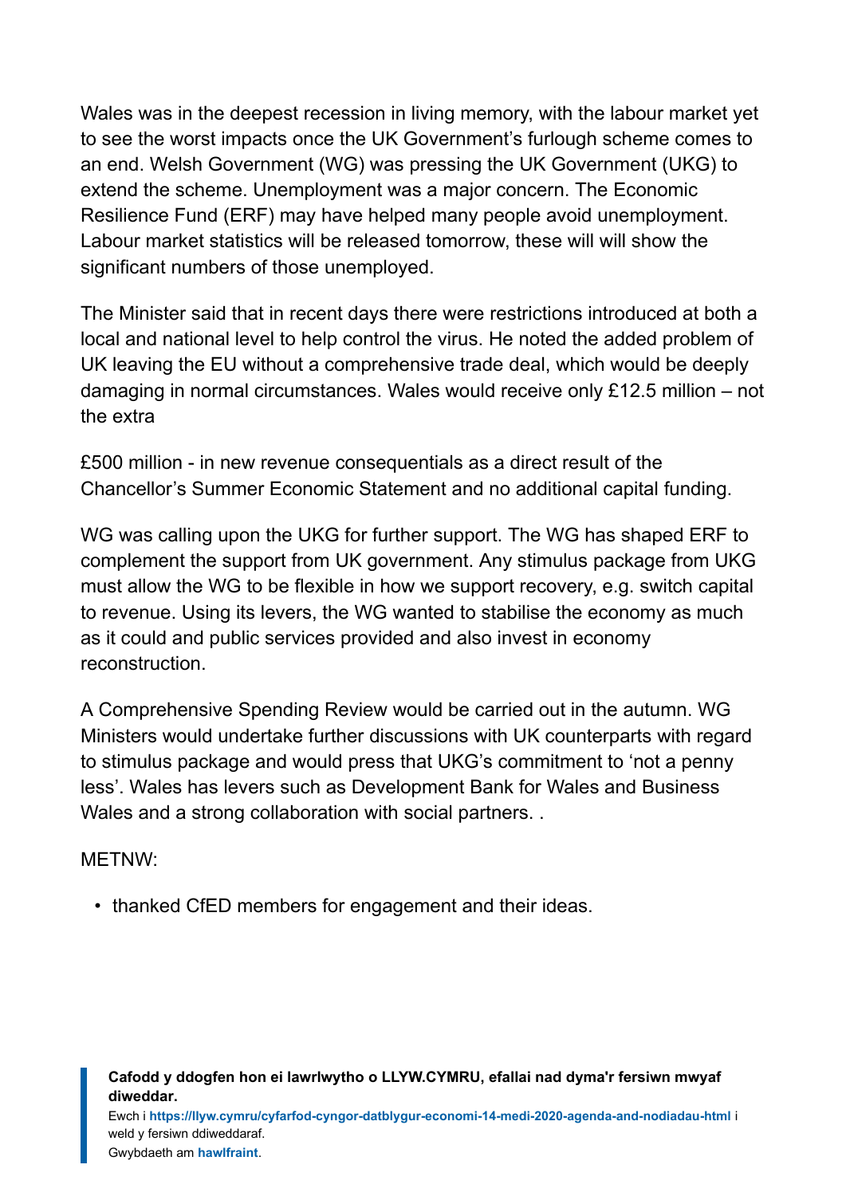Wales was in the deepest recession in living memory, with the labour market yet to see the worst impacts once the UK Government's furlough scheme comes to an end. Welsh Government (WG) was pressing the UK Government (UKG) to extend the scheme. Unemployment was a major concern. The Economic Resilience Fund (ERF) may have helped many people avoid unemployment. Labour market statistics will be released tomorrow, these will will show the significant numbers of those unemployed.

The Minister said that in recent days there were restrictions introduced at both a local and national level to help control the virus. He noted the added problem of UK leaving the EU without a comprehensive trade deal, which would be deeply damaging in normal circumstances. Wales would receive only £12.5 million – not the extra

£500 million - in new revenue consequentials as a direct result of the Chancellor's Summer Economic Statement and no additional capital funding.

WG was calling upon the UKG for further support. The WG has shaped ERF to complement the support from UK government. Any stimulus package from UKG must allow the WG to be flexible in how we support recovery, e.g. switch capital to revenue. Using its levers, the WG wanted to stabilise the economy as much as it could and public services provided and also invest in economy reconstruction.

A Comprehensive Spending Review would be carried out in the autumn. WG Ministers would undertake further discussions with UK counterparts with regard to stimulus package and would press that UKG's commitment to 'not a penny less'. Wales has levers such as Development Bank for Wales and Business Wales and a strong collaboration with social partners. .

METNW:

- thanked CfED members for engagement and their ideas.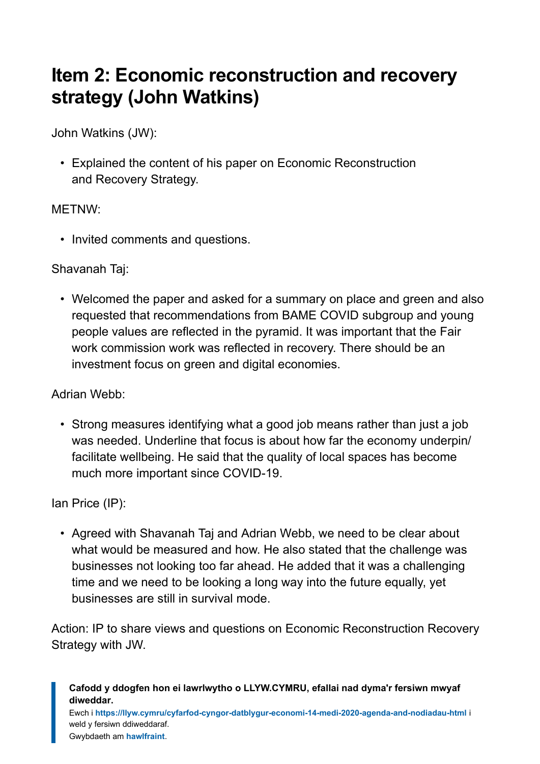## Item 2: Economic reconstruction and recovery strategy (John Watkins)

John Watkins (JW):

- Explained the content of his paper on Economic Reconstruction and Recovery Strategy.

METNW:

- Invited comments and questions.

Shavanah Taj:

- Welcomed the paper and asked for a summary on place and green and also requested that recommendations from BAME COVID subgroup and young people values are reflected in the pyramid. It was important that the Fair work commission work was reflected in recovery. There should be an investment focus on green and digital economies.

Adrian Webb:

- Strong measures identifying what a good job means rather than just a job was needed. Underline that focus is about how far the economy underpin/ facilitate wellbeing. He said that the quality of local spaces has become much more important since COVID-19.

Ian Price (IP):

- Agreed with Shavanah Taj and Adrian Webb, we need to be clear about what would be measured and how. He also stated that the challenge was businesses not looking too far ahead. He added that it was a challenging time and we need to be looking a long way into the future equally, yet businesses are still in survival mode.

Action: IP to share views and questions on Economic Reconstruction Recovery Strategy with JW.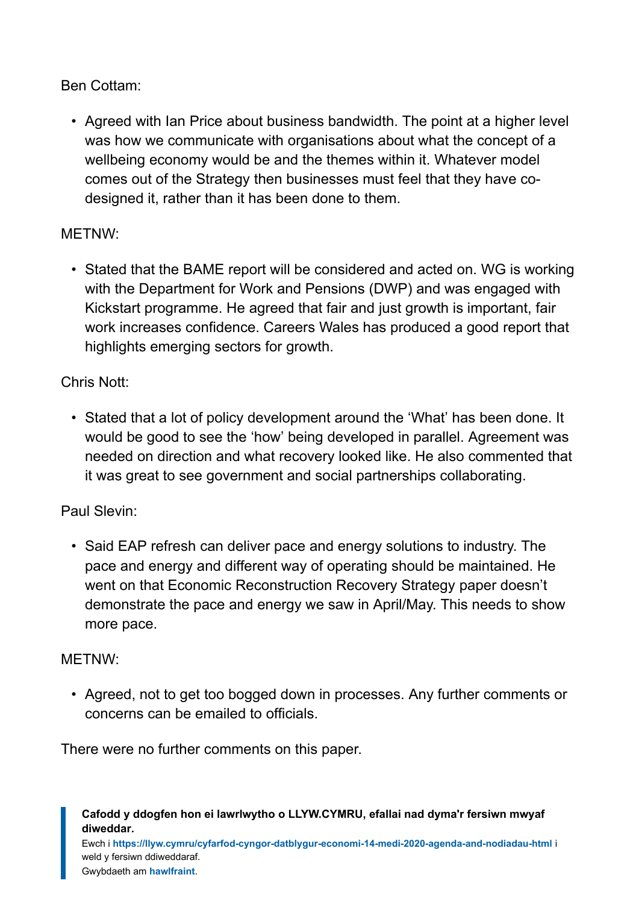Ben Cottam:

- Agreed with Ian Price about business bandwidth. The point at a higher level was how we communicate with organisations about what the concept of a wellbeing economy would be and the themes within it. Whatever model comes out of the Strategy then businesses must feel that they have co-designed it, rather than it has been done to them.

METNW:

- Stated that the BAME report will be considered and acted on. WG is working with the Department for Work and Pensions (DWP) and was engaged with Kickstart programme. He agreed that fair and just growth is important, fair work increases confidence. Careers Wales has produced a good report that highlights emerging sectors for growth.

Chris Nott:

- Stated that a lot of policy development around the 'What' has been done. It would be good to see the 'how' being developed in parallel. Agreement was needed on direction and what recovery looked like. He also commented that it was great to see government and social partnerships collaborating.

Paul Slevin:

- Said EAP refresh can deliver pace and energy solutions to industry. The pace and energy and different way of operating should be maintained. He went on that Economic Reconstruction Recovery Strategy paper doesn't demonstrate the pace and energy we saw in April/May. This needs to show more pace.

METNW:

- Agreed, not to get too bogged down in processes. Any further comments or concerns can be emailed to officials.

There were no further comments on this paper.

**Cafodd y ddogfen hon ei lawrlwytho o LLYW.CYMRU, efallai nad dyma'r fersiwn mwyaf diweddar.**
Ewch i **https://llyw.cymru/cyfarfod-cyngor-datblygur-economi-14-medi-2020-agenda-and-nodiadau-html** i weld y fersiwn ddiweddaraf.
Gwybdaeth am **hawlfraint**.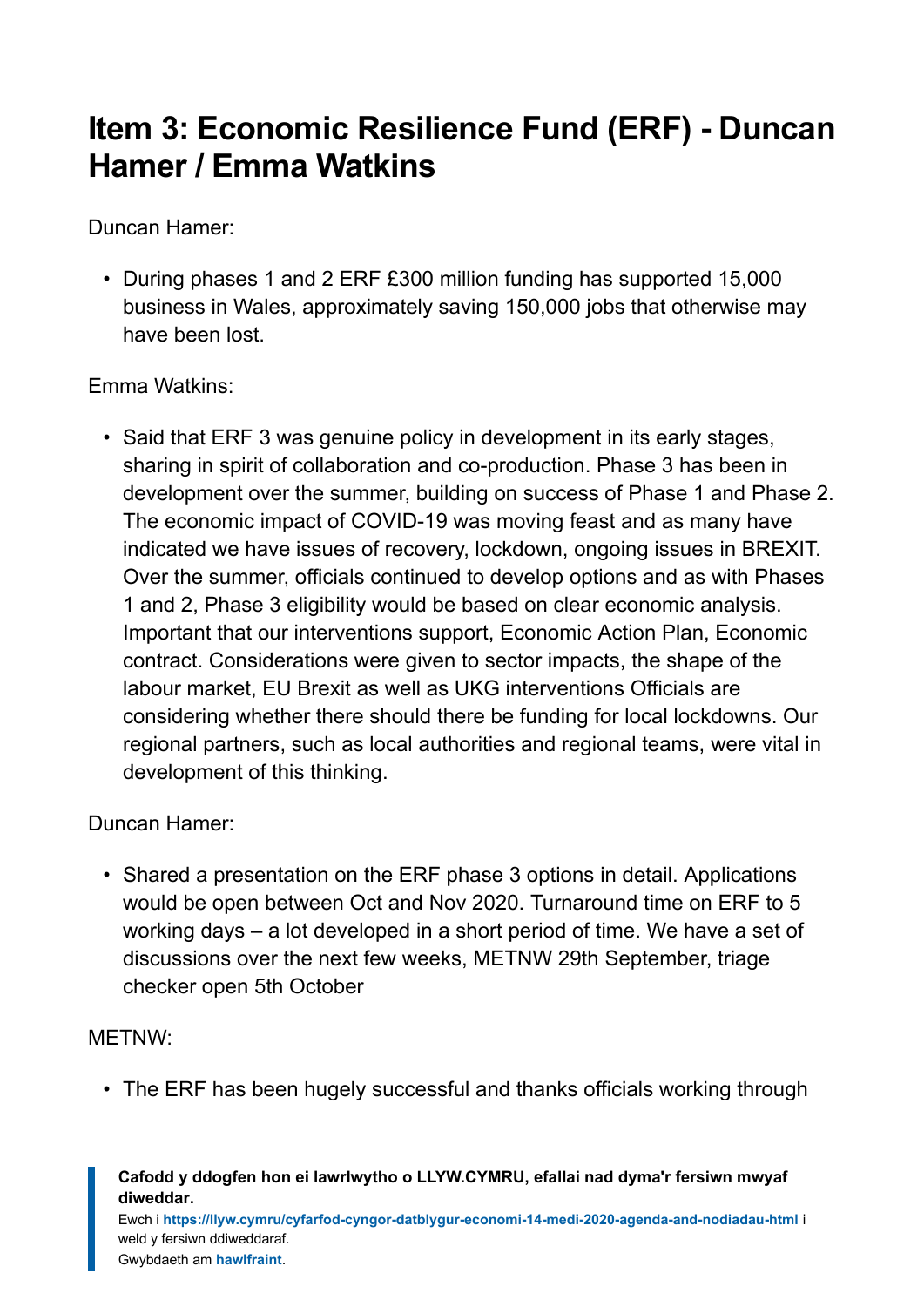## Item 3: Economic Resilience Fund (ERF) - Duncan Hamer / Emma Watkins

Duncan Hamer:

- During phases 1 and 2 ERF £300 million funding has supported 15,000 business in Wales, approximately saving 150,000 jobs that otherwise may have been lost.

Emma Watkins:

- Said that ERF 3 was genuine policy in development in its early stages, sharing in spirit of collaboration and co-production. Phase 3 has been in development over the summer, building on success of Phase 1 and Phase 2. The economic impact of COVID-19 was moving feast and as many have indicated we have issues of recovery, lockdown, ongoing issues in BREXIT. Over the summer, officials continued to develop options and as with Phases 1 and 2, Phase 3 eligibility would be based on clear economic analysis. Important that our interventions support, Economic Action Plan, Economic contract. Considerations were given to sector impacts, the shape of the labour market, EU Brexit as well as UKG interventions Officials are considering whether there should there be funding for local lockdowns. Our regional partners, such as local authorities and regional teams, were vital in development of this thinking.

Duncan Hamer:

- Shared a presentation on the ERF phase 3 options in detail. Applications would be open between Oct and Nov 2020. Turnaround time on ERF to 5 working days – a lot developed in a short period of time. We have a set of discussions over the next few weeks, METNW 29th September, triage checker open 5th October

METNW:

- The ERF has been hugely successful and thanks officials working through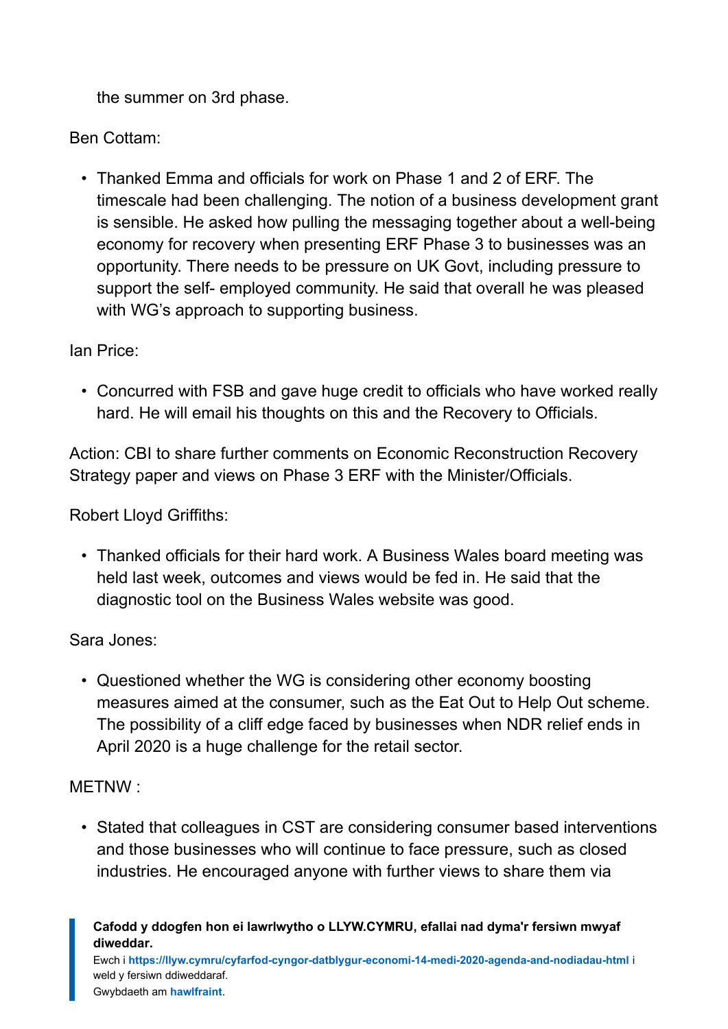the summer on 3rd phase.

Ben Cottam:

- Thanked Emma and officials for work on Phase 1 and 2 of ERF. The timescale had been challenging. The notion of a business development grant is sensible. He asked how pulling the messaging together about a well-being economy for recovery when presenting ERF Phase 3 to businesses was an opportunity. There needs to be pressure on UK Govt, including pressure to support the self- employed community. He said that overall he was pleased with WG's approach to supporting business.

Ian Price:

- Concurred with FSB and gave huge credit to officials who have worked really hard. He will email his thoughts on this and the Recovery to Officials.

Action: CBI to share further comments on Economic Reconstruction Recovery Strategy paper and views on Phase 3 ERF with the Minister/Officials.

Robert Lloyd Griffiths:

- Thanked officials for their hard work. A Business Wales board meeting was held last week, outcomes and views would be fed in. He said that the diagnostic tool on the Business Wales website was good.

Sara Jones:

- Questioned whether the WG is considering other economy boosting measures aimed at the consumer, such as the Eat Out to Help Out scheme. The possibility of a cliff edge faced by businesses when NDR relief ends in April 2020 is a huge challenge for the retail sector.

METNW :

- Stated that colleagues in CST are considering consumer based interventions and those businesses who will continue to face pressure, such as closed industries. He encouraged anyone with further views to share them via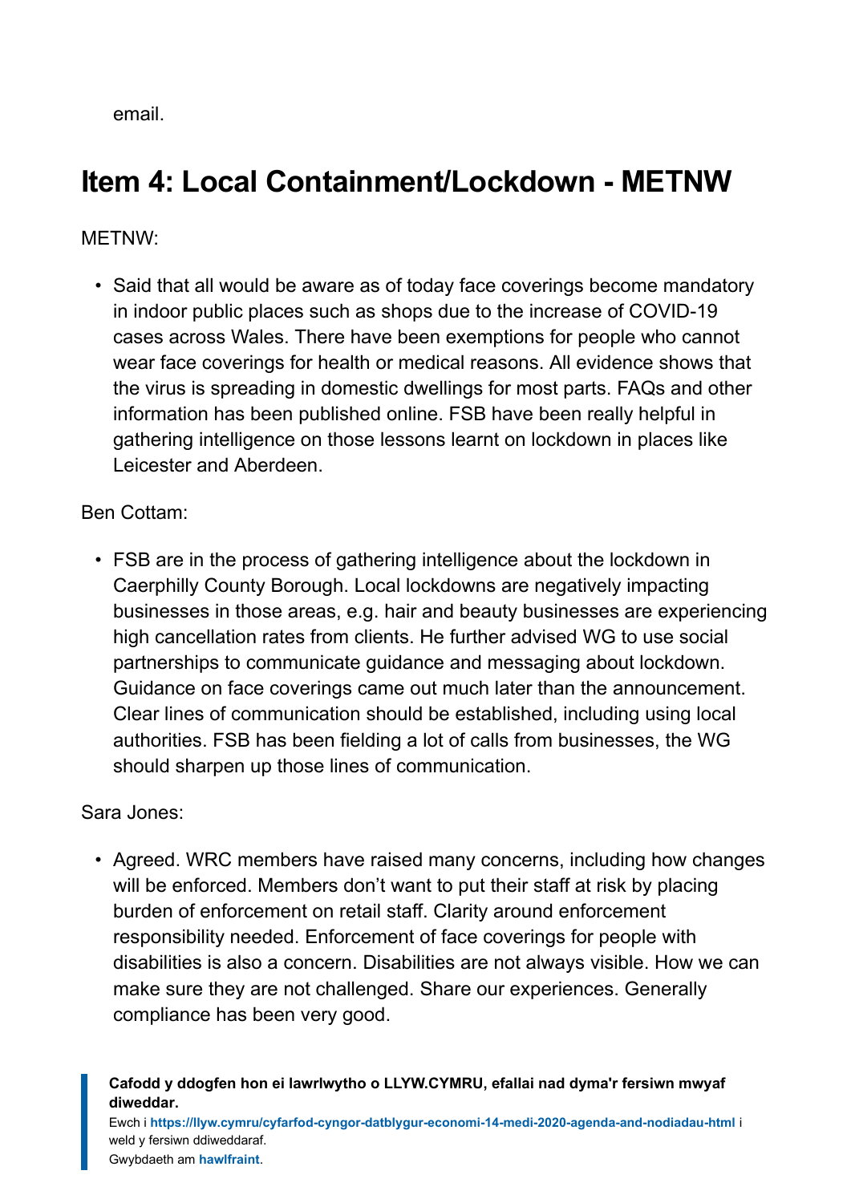email.

## Item 4: Local Containment/Lockdown - METNW

METNW:

- Said that all would be aware as of today face coverings become mandatory in indoor public places such as shops due to the increase of COVID-19 cases across Wales. There have been exemptions for people who cannot wear face coverings for health or medical reasons. All evidence shows that the virus is spreading in domestic dwellings for most parts. FAQs and other information has been published online. FSB have been really helpful in gathering intelligence on those lessons learnt on lockdown in places like Leicester and Aberdeen.

Ben Cottam:

- FSB are in the process of gathering intelligence about the lockdown in Caerphilly County Borough. Local lockdowns are negatively impacting businesses in those areas, e.g. hair and beauty businesses are experiencing high cancellation rates from clients. He further advised WG to use social partnerships to communicate guidance and messaging about lockdown. Guidance on face coverings came out much later than the announcement. Clear lines of communication should be established, including using local authorities. FSB has been fielding a lot of calls from businesses, the WG should sharpen up those lines of communication.

Sara Jones:

- Agreed. WRC members have raised many concerns, including how changes will be enforced. Members don't want to put their staff at risk by placing burden of enforcement on retail staff. Clarity around enforcement responsibility needed. Enforcement of face coverings for people with disabilities is also a concern. Disabilities are not always visible. How we can make sure they are not challenged. Share our experiences. Generally compliance has been very good.

**Cafodd y ddogfen hon ei lawrlwytho o LLYW.CYMRU, efallai nad dyma'r fersiwn mwyaf diweddar.**
Ewch i **https://llyw.cymru/cyfarfod-cyngor-datblygur-economi-14-medi-2020-agenda-and-nodiadau-html** i weld y fersiwn ddiweddaraf.
Gwybdaeth am **hawlfraint**.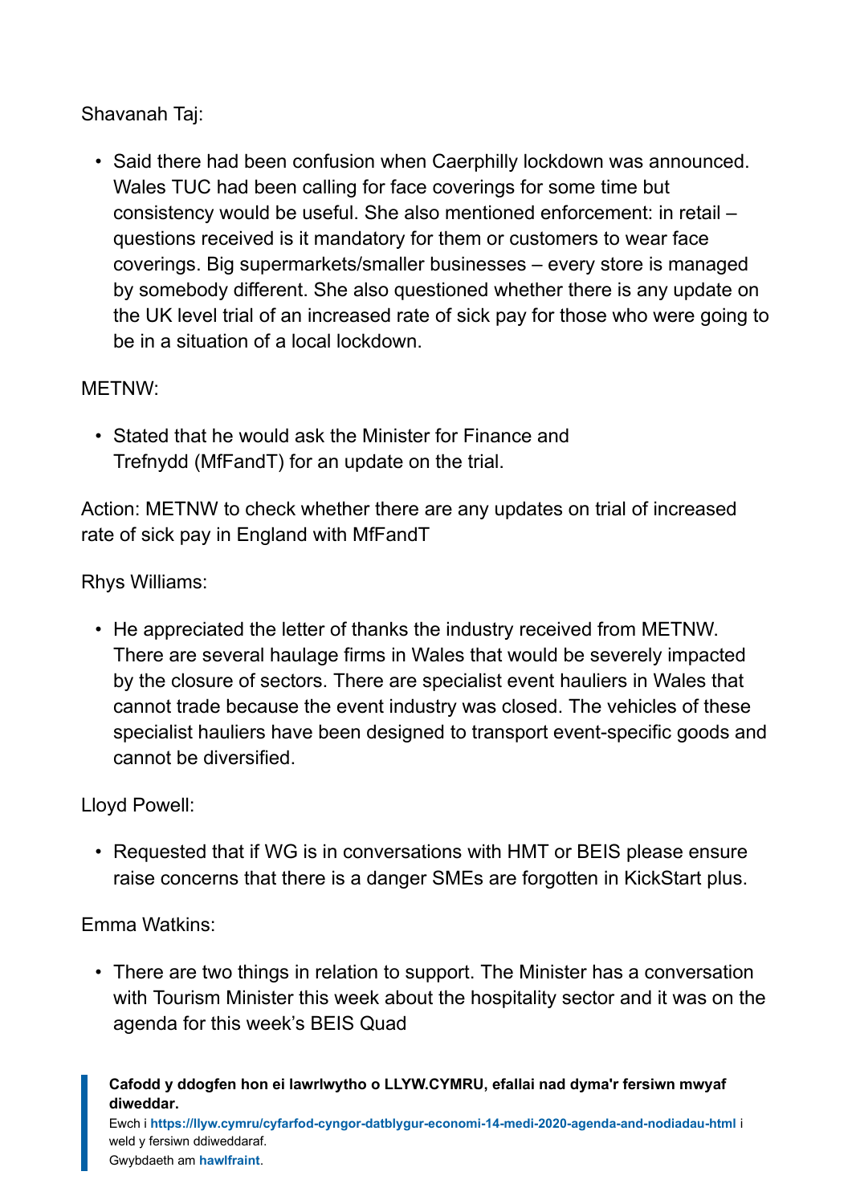Shavanah Taj:

- Said there had been confusion when Caerphilly lockdown was announced. Wales TUC had been calling for face coverings for some time but consistency would be useful. She also mentioned enforcement: in retail – questions received is it mandatory for them or customers to wear face coverings. Big supermarkets/smaller businesses – every store is managed by somebody different. She also questioned whether there is any update on the UK level trial of an increased rate of sick pay for those who were going to be in a situation of a local lockdown.

METNW:

- Stated that he would ask the Minister for Finance and Trefnydd (MfFandT) for an update on the trial.

Action: METNW to check whether there are any updates on trial of increased rate of sick pay in England with MfFandT

Rhys Williams:

- He appreciated the letter of thanks the industry received from METNW. There are several haulage firms in Wales that would be severely impacted by the closure of sectors. There are specialist event hauliers in Wales that cannot trade because the event industry was closed. The vehicles of these specialist hauliers have been designed to transport event-specific goods and cannot be diversified.

Lloyd Powell:

- Requested that if WG is in conversations with HMT or BEIS please ensure raise concerns that there is a danger SMEs are forgotten in KickStart plus.

Emma Watkins:

- There are two things in relation to support. The Minister has a conversation with Tourism Minister this week about the hospitality sector and it was on the agenda for this week's BEIS Quad

**Cafodd y ddogfen hon ei lawrlwytho o LLYW.CYMRU, efallai nad dyma'r fersiwn mwyaf diweddar.**
Ewch i **https://llyw.cymru/cyfarfod-cyngor-datblygur-economi-14-medi-2020-agenda-and-nodiadau-html** i weld y fersiwn ddiweddaraf.
Gwybdaeth am **hawlfraint**.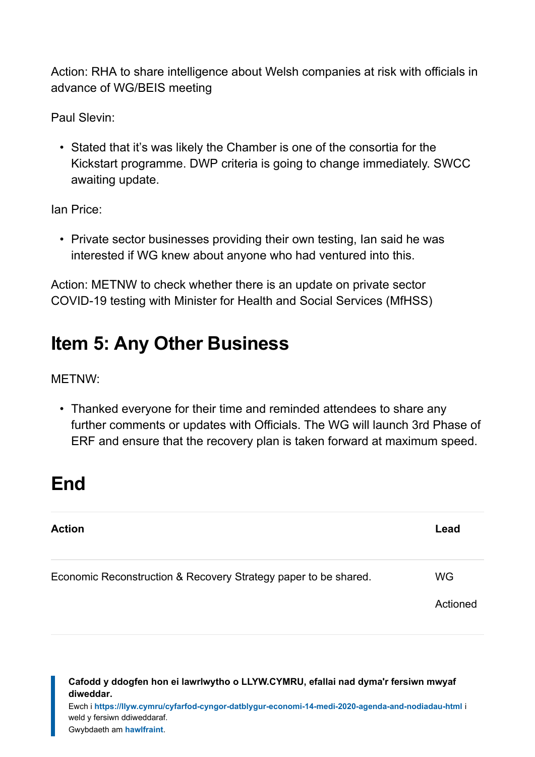Action: RHA to share intelligence about Welsh companies at risk with officials in advance of WG/BEIS meeting

Paul Slevin:

- Stated that it's was likely the Chamber is one of the consortia for the Kickstart programme. DWP criteria is going to change immediately. SWCC awaiting update.

Ian Price:

- Private sector businesses providing their own testing, Ian said he was interested if WG knew about anyone who had ventured into this.

Action: METNW to check whether there is an update on private sector COVID-19 testing with Minister for Health and Social Services (MfHSS)

## Item 5: Any Other Business

METNW:

- Thanked everyone for their time and reminded attendees to share any further comments or updates with Officials. The WG will launch 3rd Phase of ERF and ensure that the recovery plan is taken forward at maximum speed.

## End

| Action | Lead |
| --- | --- |
| Economic Reconstruction & Recovery Strategy paper to be shared. | WG<br><br>Actioned |

**Cafodd y ddogfen hon ei lawrlwytho o LLYW.CYMRU, efallai nad dyma'r fersiwn mwyaf diweddar.**
Ewch i **https://llyw.cymru/cyfarfod-cyngor-datblygur-economi-14-medi-2020-agenda-and-nodiadau-html** i weld y fersiwn ddiweddaraf.
Gwybdaeth am **hawlfraint**.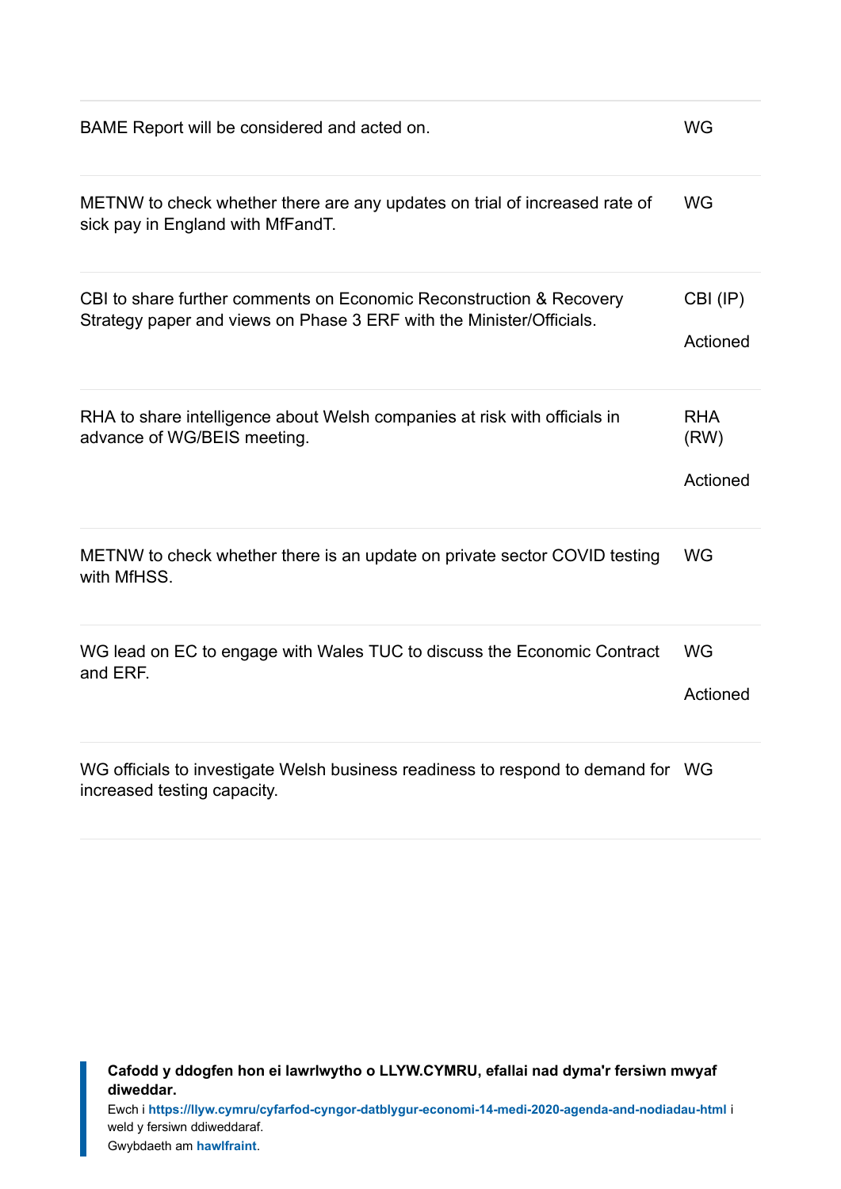| | |
|---|---|
| BAME Report will be considered and acted on. | WG |
| METNW to check whether there are any updates on trial of increased rate of sick pay in England with MfFandT. | WG |
| CBI to share further comments on Economic Reconstruction & Recovery Strategy paper and views on Phase 3 ERF with the Minister/Officials. | CBI (IP)<br><br>Actioned |
| RHA to share intelligence about Welsh companies at risk with officials in advance of WG/BEIS meeting. | RHA (RW)<br><br>Actioned |
| METNW to check whether there is an update on private sector COVID testing with MfHSS. | WG |
| WG lead on EC to engage with Wales TUC to discuss the Economic Contract and ERF. | WG<br><br>Actioned |
| WG officials to investigate Welsh business readiness to respond to demand for increased testing capacity. | WG |

**Cafodd y ddogfen hon ei lawrlwytho o LLYW.CYMRU, efallai nad dyma'r fersiwn mwyaf diweddar.**

Ewch i **https://llyw.cymru/cyfarfod-cyngor-datblygur-economi-14-medi-2020-agenda-and-nodiadau-html** i weld y fersiwn ddiweddaraf.

Gwybdaeth am **hawlfraint**.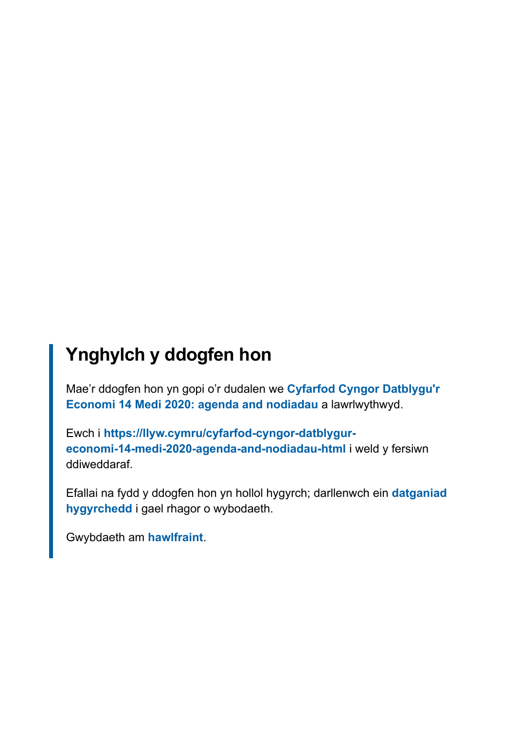## Ynghylch y ddogfen hon

Mae'r ddogfen hon yn gopi o'r dudalen we **Cyfarfod Cyngor Datblygu'r Economi 14 Medi 2020: agenda and nodiadau** a lawrlwythwyd.

Ewch i **https://llyw.cymru/cyfarfod-cyngor-datblygur-economi-14-medi-2020-agenda-and-nodiadau-html** i weld y fersiwn ddiweddaraf.

Efallai na fydd y ddogfen hon yn hollol hygyrch; darllenwch ein **datganiad hygyrchedd** i gael rhagor o wybodaeth.

Gwybdaeth am **hawlfraint**.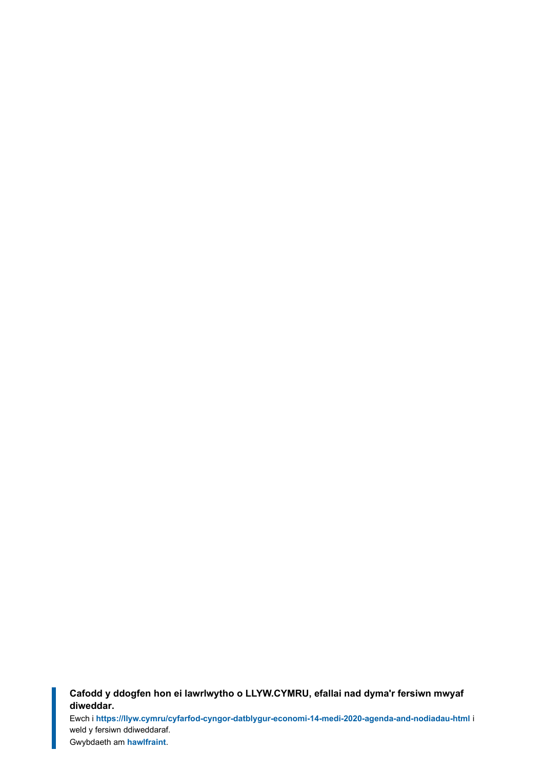**Cafodd y ddogfen hon ei lawrlwytho o LLYW.CYMRU, efallai nad dyma'r fersiwn mwyaf diweddar.**

Ewch i **https://llyw.cymru/cyfarfod-cyngor-datblygur-economi-14-medi-2020-agenda-and-nodiadau-html** i weld y fersiwn ddiweddaraf.

Gwybdaeth am **hawlfraint**.